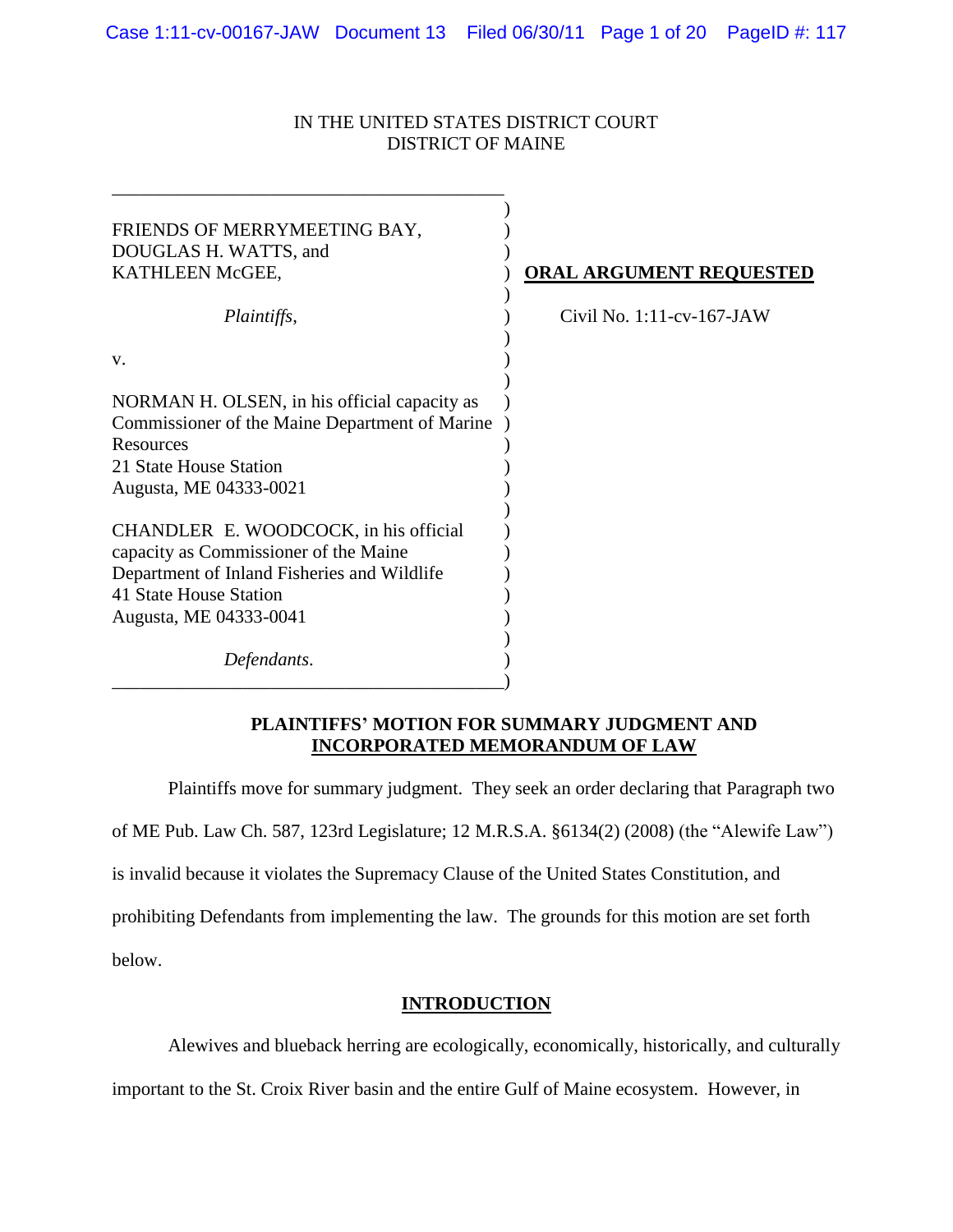IN THE UNITED STATES DISTRICT COURT
DISTRICT OF MAINE

FRIENDS OF MERRYMEETING BAY, DOUGLAS H. WATTS, and KATHLEEN McGEE,

*Plaintiffs,*

v.

NORMAN H. OLSEN, in his official capacity as Commissioner of the Maine Department of Marine Resources
21 State House Station
Augusta, ME 04333-0021

CHANDLER E. WOODCOCK, in his official capacity as Commissioner of the Maine Department of Inland Fisheries and Wildlife
41 State House Station
Augusta, ME 04333-0041

*Defendants.*

**ORAL ARGUMENT REQUESTED**

Civil No. 1:11-cv-167-JAW

**PLAINTIFFS' MOTION FOR SUMMARY JUDGMENT AND INCORPORATED MEMORANDUM OF LAW**

Plaintiffs move for summary judgment. They seek an order declaring that Paragraph two of ME Pub. Law Ch. 587, 123rd Legislature; 12 M.R.S.A. §6134(2) (2008) (the "Alewife Law") is invalid because it violates the Supremacy Clause of the United States Constitution, and prohibiting Defendants from implementing the law. The grounds for this motion are set forth below.

## INTRODUCTION

Alewives and blueback herring are ecologically, economically, historically, and culturally important to the St. Croix River basin and the entire Gulf of Maine ecosystem. However, in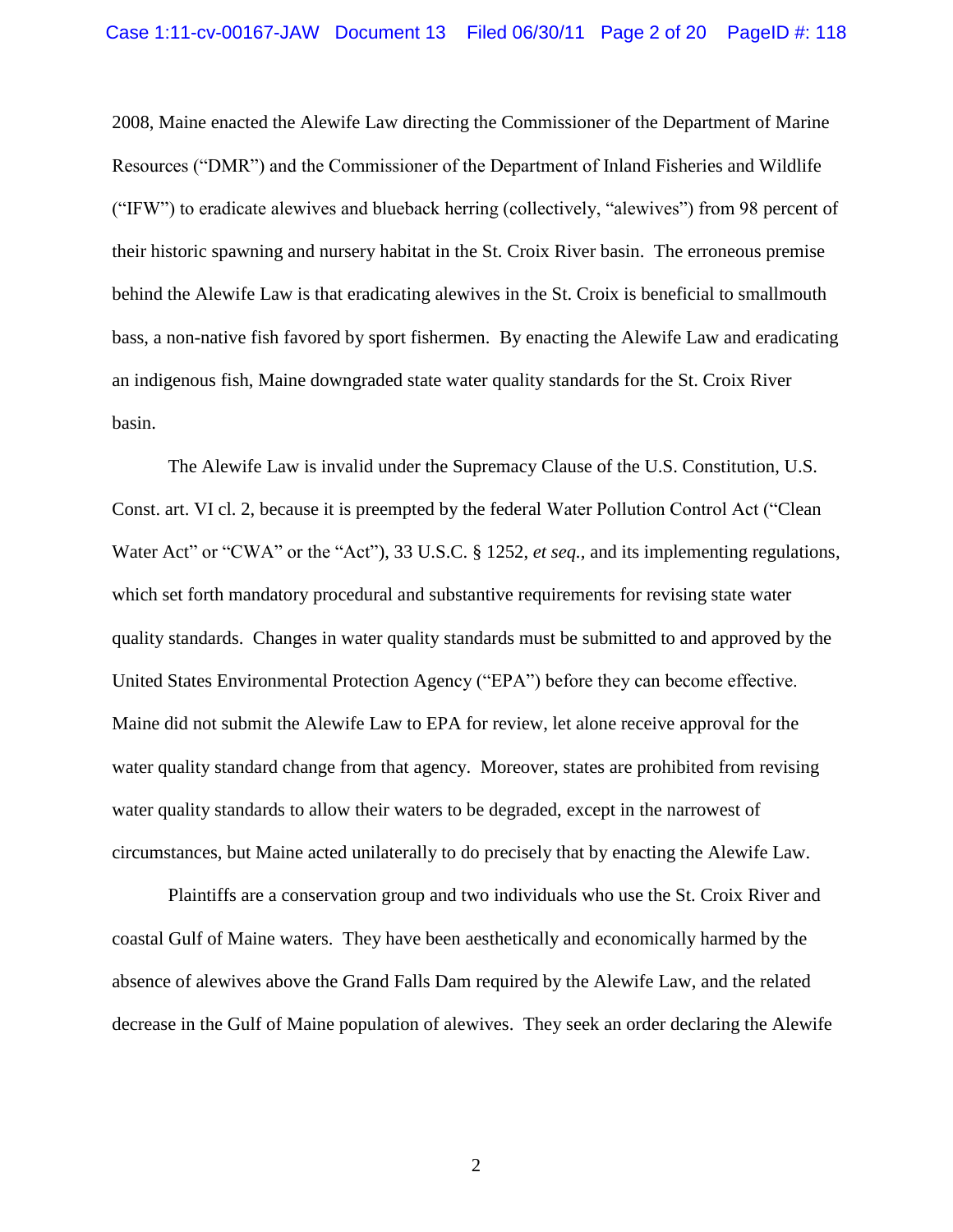2008, Maine enacted the Alewife Law directing the Commissioner of the Department of Marine Resources ("DMR") and the Commissioner of the Department of Inland Fisheries and Wildlife ("IFW") to eradicate alewives and blueback herring (collectively, "alewives") from 98 percent of their historic spawning and nursery habitat in the St. Croix River basin. The erroneous premise behind the Alewife Law is that eradicating alewives in the St. Croix is beneficial to smallmouth bass, a non-native fish favored by sport fishermen. By enacting the Alewife Law and eradicating an indigenous fish, Maine downgraded state water quality standards for the St. Croix River basin.

The Alewife Law is invalid under the Supremacy Clause of the U.S. Constitution, U.S. Const. art. VI cl. 2, because it is preempted by the federal Water Pollution Control Act ("Clean Water Act" or "CWA" or the "Act"), 33 U.S.C. § 1252, *et seq.*, and its implementing regulations, which set forth mandatory procedural and substantive requirements for revising state water quality standards. Changes in water quality standards must be submitted to and approved by the United States Environmental Protection Agency ("EPA") before they can become effective. Maine did not submit the Alewife Law to EPA for review, let alone receive approval for the water quality standard change from that agency. Moreover, states are prohibited from revising water quality standards to allow their waters to be degraded, except in the narrowest of circumstances, but Maine acted unilaterally to do precisely that by enacting the Alewife Law.

Plaintiffs are a conservation group and two individuals who use the St. Croix River and coastal Gulf of Maine waters. They have been aesthetically and economically harmed by the absence of alewives above the Grand Falls Dam required by the Alewife Law, and the related decrease in the Gulf of Maine population of alewives. They seek an order declaring the Alewife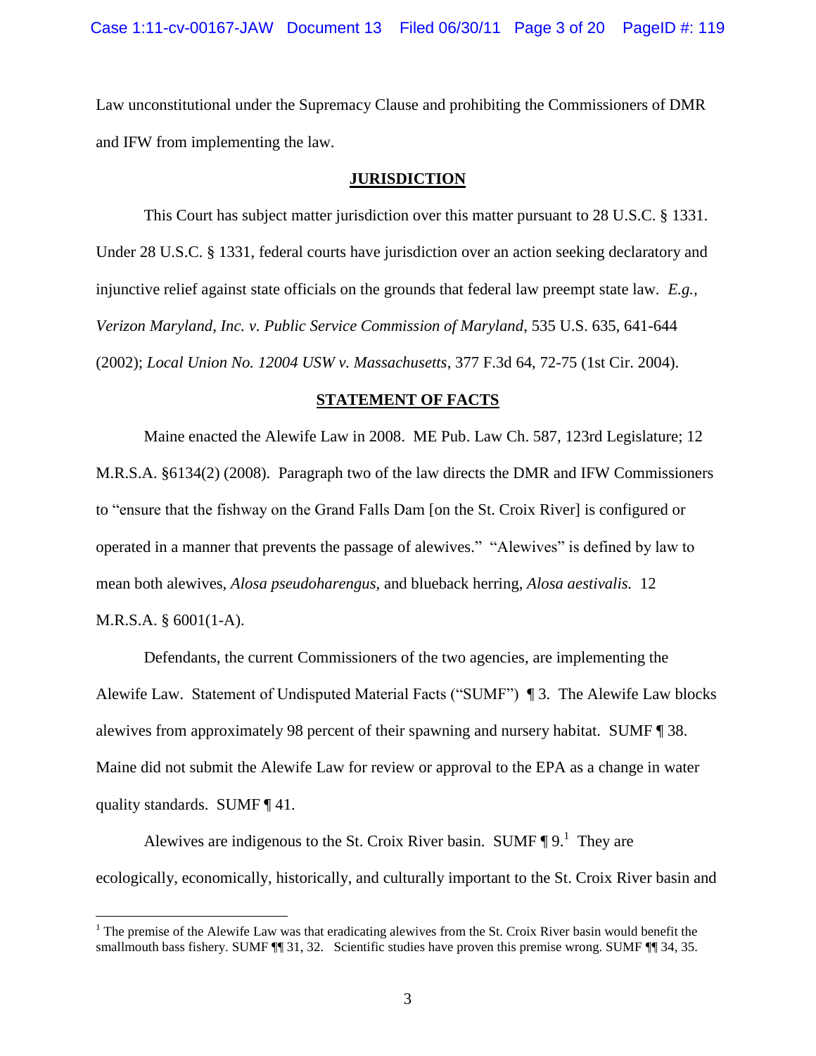Law unconstitutional under the Supremacy Clause and prohibiting the Commissioners of DMR and IFW from implementing the law.

## JURISDICTION

This Court has subject matter jurisdiction over this matter pursuant to 28 U.S.C. § 1331. Under 28 U.S.C. § 1331, federal courts have jurisdiction over an action seeking declaratory and injunctive relief against state officials on the grounds that federal law preempt state law. *E.g.*, *Verizon Maryland, Inc. v. Public Service Commission of Maryland*, 535 U.S. 635, 641-644 (2002); *Local Union No. 12004 USW v. Massachusetts*, 377 F.3d 64, 72-75 (1st Cir. 2004).

## STATEMENT OF FACTS

Maine enacted the Alewife Law in 2008. ME Pub. Law Ch. 587, 123rd Legislature; 12 M.R.S.A. §6134(2) (2008). Paragraph two of the law directs the DMR and IFW Commissioners to "ensure that the fishway on the Grand Falls Dam [on the St. Croix River] is configured or operated in a manner that prevents the passage of alewives." "Alewives" is defined by law to mean both alewives, *Alosa pseudoharengus*, and blueback herring, *Alosa aestivalis.* 12 M.R.S.A. § 6001(1-A).

Defendants, the current Commissioners of the two agencies, are implementing the Alewife Law. Statement of Undisputed Material Facts ("SUMF") ¶ 3. The Alewife Law blocks alewives from approximately 98 percent of their spawning and nursery habitat. SUMF ¶ 38. Maine did not submit the Alewife Law for review or approval to the EPA as a change in water quality standards. SUMF ¶ 41.

Alewives are indigenous to the St. Croix River basin. SUMF ¶ 9.[1] They are ecologically, economically, historically, and culturally important to the St. Croix River basin and

[1] The premise of the Alewife Law was that eradicating alewives from the St. Croix River basin would benefit the smallmouth bass fishery. SUMF ¶¶ 31, 32. Scientific studies have proven this premise wrong. SUMF ¶¶ 34, 35.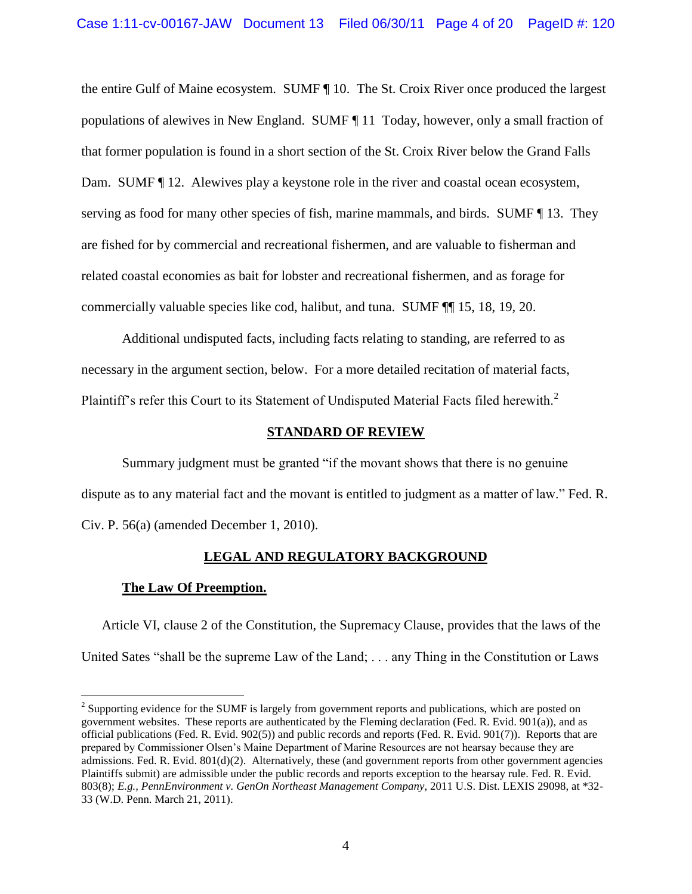the entire Gulf of Maine ecosystem. SUMF ¶ 10. The St. Croix River once produced the largest populations of alewives in New England. SUMF ¶ 11 Today, however, only a small fraction of that former population is found in a short section of the St. Croix River below the Grand Falls Dam. SUMF ¶ 12. Alewives play a keystone role in the river and coastal ocean ecosystem, serving as food for many other species of fish, marine mammals, and birds. SUMF ¶ 13. They are fished for by commercial and recreational fishermen, and are valuable to fisherman and related coastal economies as bait for lobster and recreational fishermen, and as forage for commercially valuable species like cod, halibut, and tuna. SUMF ¶¶ 15, 18, 19, 20.

Additional undisputed facts, including facts relating to standing, are referred to as necessary in the argument section, below. For a more detailed recitation of material facts, Plaintiff's refer this Court to its Statement of Undisputed Material Facts filed herewith.[2]

## STANDARD OF REVIEW

Summary judgment must be granted "if the movant shows that there is no genuine dispute as to any material fact and the movant is entitled to judgment as a matter of law." Fed. R. Civ. P. 56(a) (amended December 1, 2010).

## LEGAL AND REGULATORY BACKGROUND

### The Law Of Preemption.

Article VI, clause 2 of the Constitution, the Supremacy Clause, provides that the laws of the United Sates "shall be the supreme Law of the Land; . . . any Thing in the Constitution or Laws

---

[2] Supporting evidence for the SUMF is largely from government reports and publications, which are posted on government websites. These reports are authenticated by the Fleming declaration (Fed. R. Evid. 901(a)), and as official publications (Fed. R. Evid. 902(5)) and public records and reports (Fed. R. Evid. 901(7)). Reports that are prepared by Commissioner Olsen's Maine Department of Marine Resources are not hearsay because they are admissions. Fed. R. Evid. 801(d)(2). Alternatively, these (and government reports from other government agencies Plaintiffs submit) are admissible under the public records and reports exception to the hearsay rule. Fed. R. Evid. 803(8); *E.g., PennEnvironment v. GenOn Northeast Management Company*, 2011 U.S. Dist. LEXIS 29098, at *32-33 (W.D. Penn. March 21, 2011).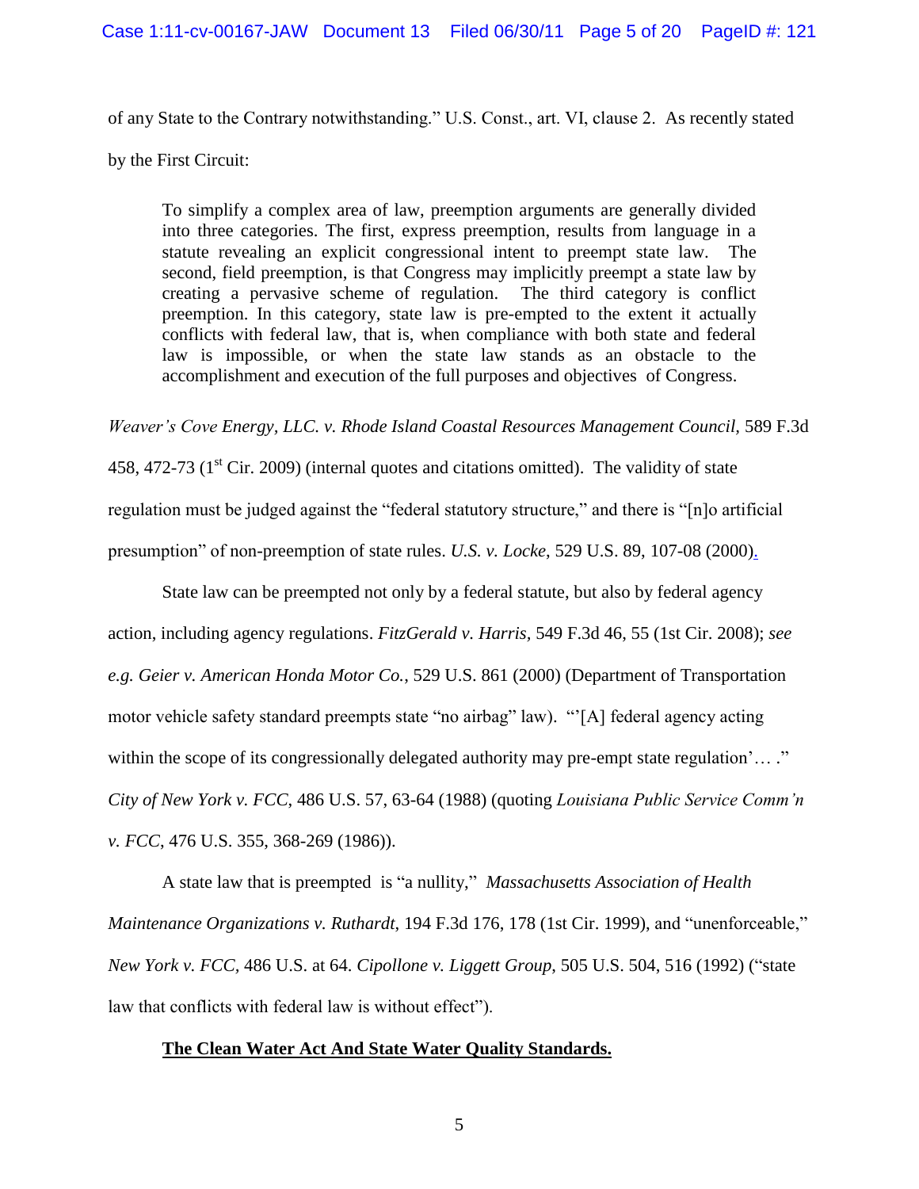of any State to the Contrary notwithstanding." U.S. Const., art. VI, clause 2. As recently stated by the First Circuit:

> To simplify a complex area of law, preemption arguments are generally divided into three categories. The first, express preemption, results from language in a statute revealing an explicit congressional intent to preempt state law. The second, field preemption, is that Congress may implicitly preempt a state law by creating a pervasive scheme of regulation. The third category is conflict preemption. In this category, state law is pre-empted to the extent it actually conflicts with federal law, that is, when compliance with both state and federal law is impossible, or when the state law stands as an obstacle to the accomplishment and execution of the full purposes and objectives of Congress.

*Weaver's Cove Energy, LLC. v. Rhode Island Coastal Resources Management Council,* 589 F.3d 458, 472-73 (1st Cir. 2009) (internal quotes and citations omitted). The validity of state regulation must be judged against the "federal statutory structure," and there is "[n]o artificial presumption" of non-preemption of state rules. *U.S. v. Locke*, 529 U.S. 89, 107-08 (2000).

State law can be preempted not only by a federal statute, but also by federal agency action, including agency regulations. *FitzGerald v. Harris*, 549 F.3d 46, 55 (1st Cir. 2008); *see e.g. Geier v. American Honda Motor Co.*, 529 U.S. 861 (2000) (Department of Transportation motor vehicle safety standard preempts state "no airbag" law). "'[A] federal agency acting within the scope of its congressionally delegated authority may pre-empt state regulation'… ." *City of New York v. FCC*, 486 U.S. 57, 63-64 (1988) (quoting *Louisiana Public Service Comm'n v. FCC*, 476 U.S. 355, 368-269 (1986)).

A state law that is preempted is "a nullity," *Massachusetts Association of Health Maintenance Organizations v. Ruthardt*, 194 F.3d 176, 178 (1st Cir. 1999), and "unenforceable," *New York v. FCC,* 486 U.S. at 64. *Cipollone v. Liggett Group*, 505 U.S. 504, 516 (1992) ("state law that conflicts with federal law is without effect").

**The Clean Water Act And State Water Quality Standards.**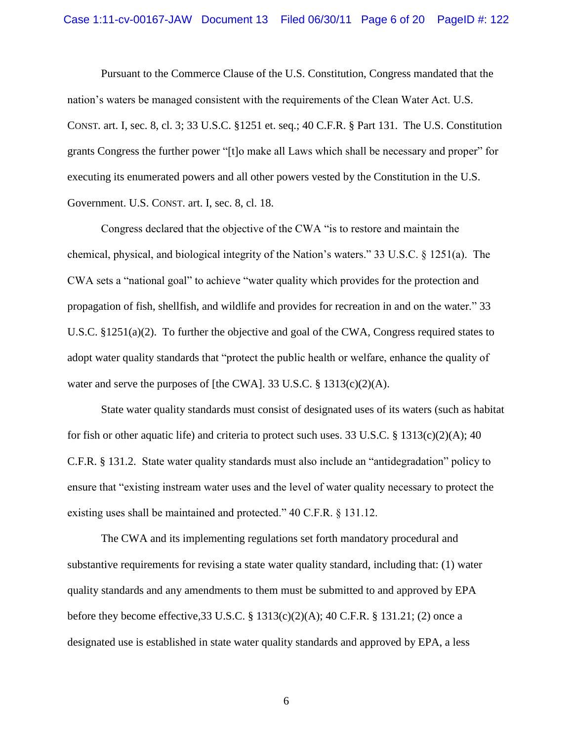Pursuant to the Commerce Clause of the U.S. Constitution, Congress mandated that the nation's waters be managed consistent with the requirements of the Clean Water Act. U.S. CONST. art. I, sec. 8, cl. 3; 33 U.S.C. §1251 et. seq.; 40 C.F.R. § Part 131. The U.S. Constitution grants Congress the further power "[t]o make all Laws which shall be necessary and proper" for executing its enumerated powers and all other powers vested by the Constitution in the U.S. Government. U.S. CONST. art. I, sec. 8, cl. 18.

Congress declared that the objective of the CWA "is to restore and maintain the chemical, physical, and biological integrity of the Nation's waters." 33 U.S.C. § 1251(a). The CWA sets a "national goal" to achieve "water quality which provides for the protection and propagation of fish, shellfish, and wildlife and provides for recreation in and on the water." 33 U.S.C. §1251(a)(2). To further the objective and goal of the CWA, Congress required states to adopt water quality standards that "protect the public health or welfare, enhance the quality of water and serve the purposes of [the CWA]. 33 U.S.C. § 1313(c)(2)(A).

State water quality standards must consist of designated uses of its waters (such as habitat for fish or other aquatic life) and criteria to protect such uses. 33 U.S.C. § 1313(c)(2)(A); 40 C.F.R. § 131.2. State water quality standards must also include an "antidegradation" policy to ensure that "existing instream water uses and the level of water quality necessary to protect the existing uses shall be maintained and protected." 40 C.F.R. § 131.12.

The CWA and its implementing regulations set forth mandatory procedural and substantive requirements for revising a state water quality standard, including that: (1) water quality standards and any amendments to them must be submitted to and approved by EPA before they become effective,33 U.S.C. § 1313(c)(2)(A); 40 C.F.R. § 131.21; (2) once a designated use is established in state water quality standards and approved by EPA, a less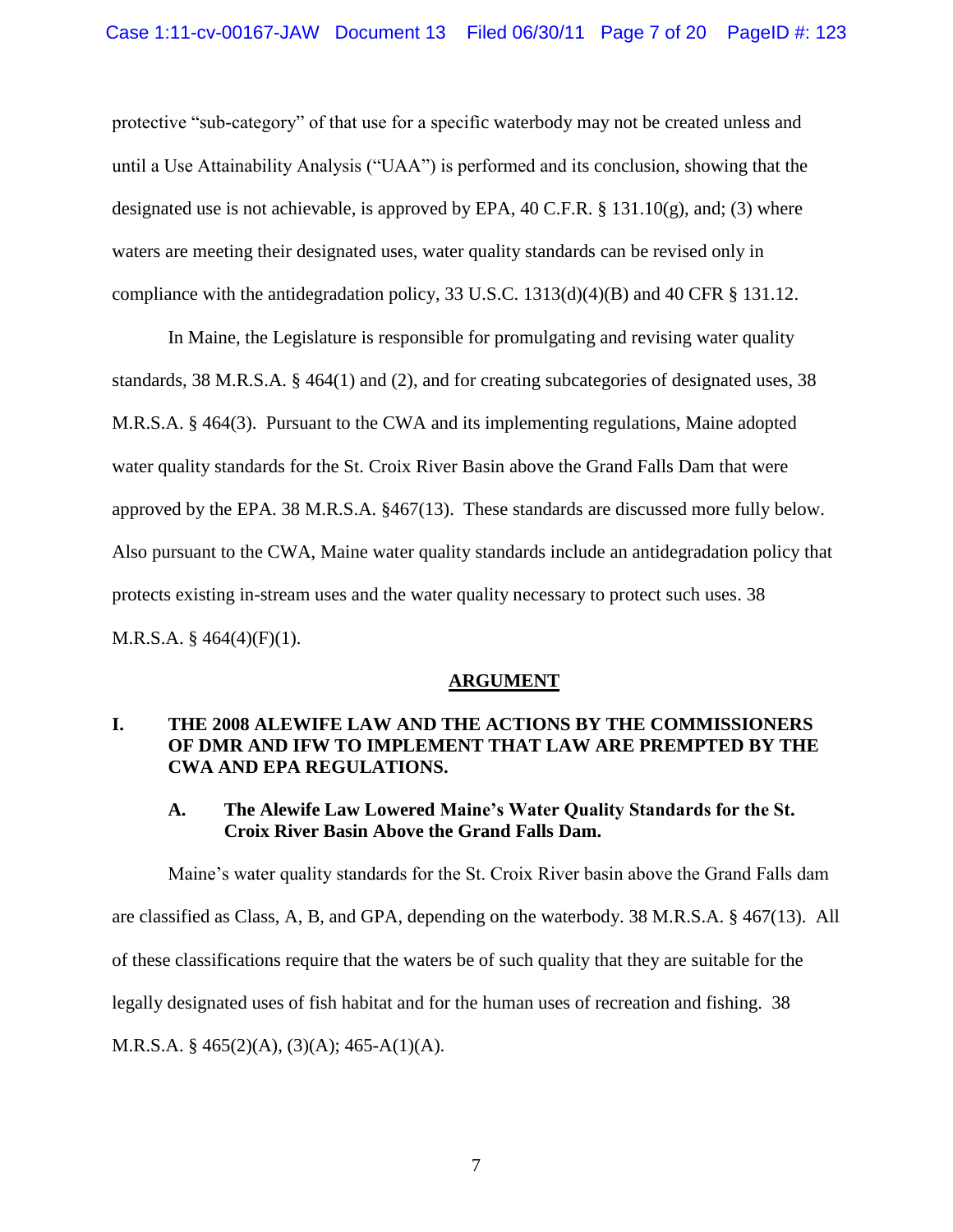protective “sub-category” of that use for a specific waterbody may not be created unless and until a Use Attainability Analysis (“UAA”) is performed and its conclusion, showing that the designated use is not achievable, is approved by EPA, 40 C.F.R. § 131.10(g), and; (3) where waters are meeting their designated uses, water quality standards can be revised only in compliance with the antidegradation policy, 33 U.S.C. 1313(d)(4)(B) and 40 CFR § 131.12.

In Maine, the Legislature is responsible for promulgating and revising water quality standards, 38 M.R.S.A. § 464(1) and (2), and for creating subcategories of designated uses, 38 M.R.S.A. § 464(3). Pursuant to the CWA and its implementing regulations, Maine adopted water quality standards for the St. Croix River Basin above the Grand Falls Dam that were approved by the EPA. 38 M.R.S.A. §467(13). These standards are discussed more fully below. Also pursuant to the CWA, Maine water quality standards include an antidegradation policy that protects existing in-stream uses and the water quality necessary to protect such uses. 38 M.R.S.A. § 464(4)(F)(1).

## ARGUMENT

### I. THE 2008 ALEWIFE LAW AND THE ACTIONS BY THE COMMISSIONERS OF DMR AND IFW TO IMPLEMENT THAT LAW ARE PREMPTED BY THE CWA AND EPA REGULATIONS.

#### A. The Alewife Law Lowered Maine’s Water Quality Standards for the St. Croix River Basin Above the Grand Falls Dam.

Maine’s water quality standards for the St. Croix River basin above the Grand Falls dam are classified as Class, A, B, and GPA, depending on the waterbody. 38 M.R.S.A. § 467(13). All of these classifications require that the waters be of such quality that they are suitable for the legally designated uses of fish habitat and for the human uses of recreation and fishing. 38 M.R.S.A. § 465(2)(A), (3)(A); 465-A(1)(A).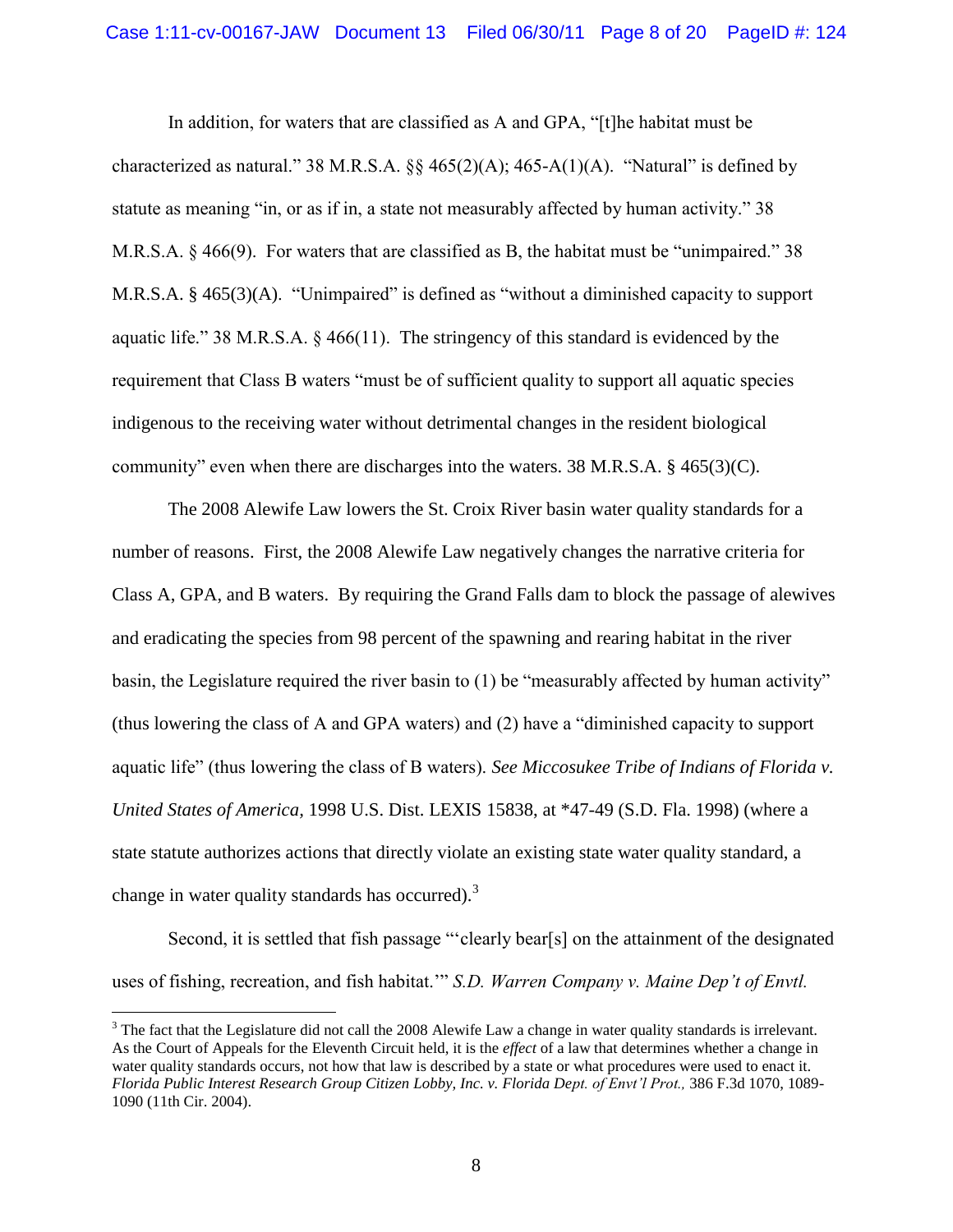In addition, for waters that are classified as A and GPA, "[t]he habitat must be characterized as natural." 38 M.R.S.A. §§ 465(2)(A); 465-A(1)(A). "Natural" is defined by statute as meaning "in, or as if in, a state not measurably affected by human activity." 38 M.R.S.A. § 466(9). For waters that are classified as B, the habitat must be "unimpaired." 38 M.R.S.A. § 465(3)(A). "Unimpaired" is defined as "without a diminished capacity to support aquatic life." 38 M.R.S.A. § 466(11). The stringency of this standard is evidenced by the requirement that Class B waters "must be of sufficient quality to support all aquatic species indigenous to the receiving water without detrimental changes in the resident biological community" even when there are discharges into the waters. 38 M.R.S.A. § 465(3)(C).

The 2008 Alewife Law lowers the St. Croix River basin water quality standards for a number of reasons. First, the 2008 Alewife Law negatively changes the narrative criteria for Class A, GPA, and B waters. By requiring the Grand Falls dam to block the passage of alewives and eradicating the species from 98 percent of the spawning and rearing habitat in the river basin, the Legislature required the river basin to (1) be "measurably affected by human activity" (thus lowering the class of A and GPA waters) and (2) have a "diminished capacity to support aquatic life" (thus lowering the class of B waters). *See Miccosukee Tribe of Indians of Florida v. United States of America*, 1998 U.S. Dist. LEXIS 15838, at *47-49 (S.D. Fla. 1998) (where a state statute authorizes actions that directly violate an existing state water quality standard, a change in water quality standards has occurred).[3]

Second, it is settled that fish passage "'clearly bear[s] on the attainment of the designated uses of fishing, recreation, and fish habitat.'" *S.D. Warren Company v. Maine Dep't of Envtl.*

[3] The fact that the Legislature did not call the 2008 Alewife Law a change in water quality standards is irrelevant. As the Court of Appeals for the Eleventh Circuit held, it is the *effect* of a law that determines whether a change in water quality standards occurs, not how that law is described by a state or what procedures were used to enact it. *Florida Public Interest Research Group Citizen Lobby, Inc. v. Florida Dept. of Envt'l Prot.,* 386 F.3d 1070, 1089-1090 (11th Cir. 2004).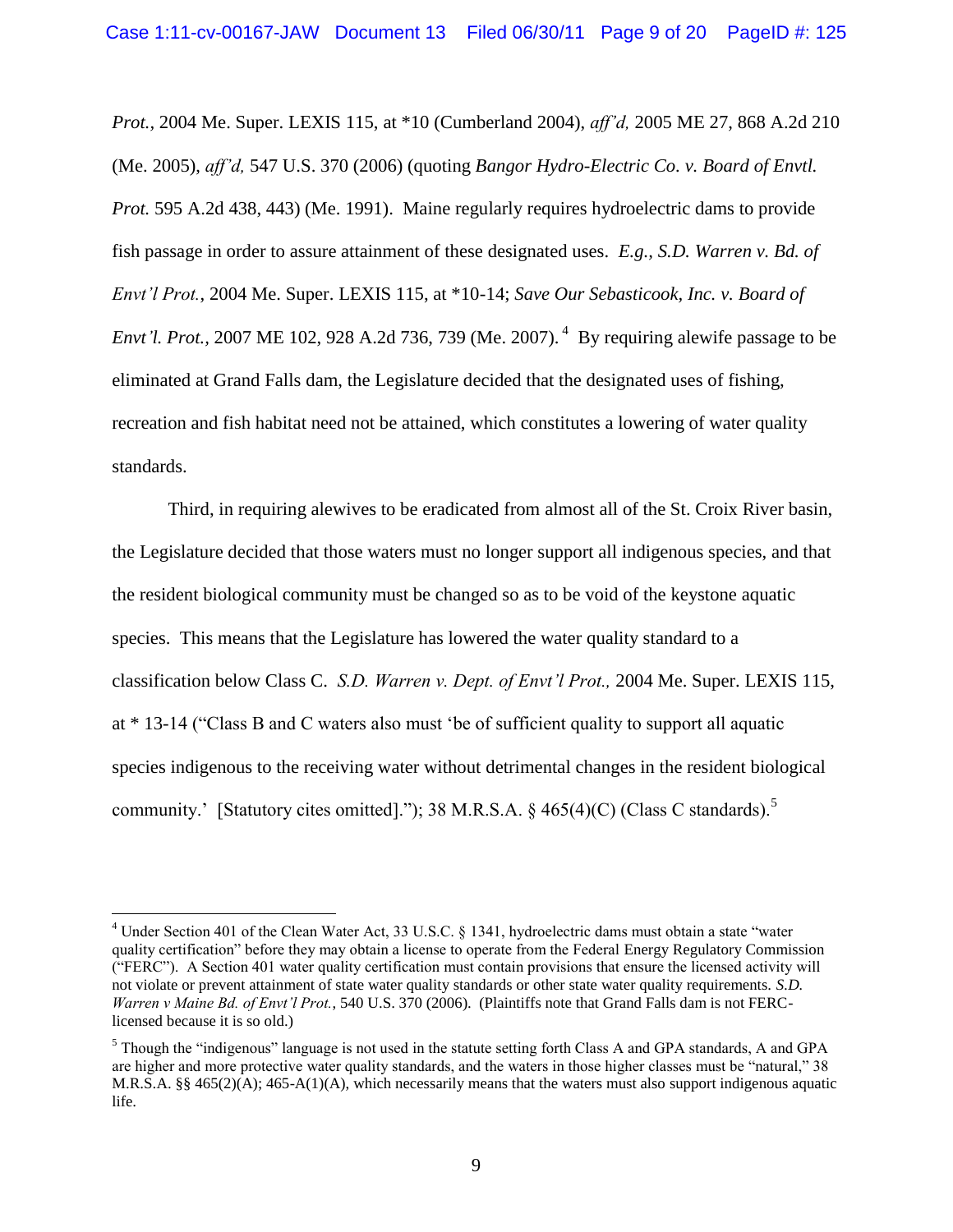*Prot.*, 2004 Me. Super. LEXIS 115, at *10 (Cumberland 2004), *aff'd,* 2005 ME 27, 868 A.2d 210 (Me. 2005), *aff'd,* 547 U.S. 370 (2006) (quoting *Bangor Hydro-Electric Co. v. Board of Envtl. Prot.* 595 A.2d 438, 443) (Me. 1991). Maine regularly requires hydroelectric dams to provide fish passage in order to assure attainment of these designated uses. *E.g., S.D. Warren v. Bd. of Envt'l Prot.*, 2004 Me. Super. LEXIS 115, at *10-14; *Save Our Sebasticook, Inc. v. Board of Envt'l. Prot.,* 2007 ME 102, 928 A.2d 736, 739 (Me. 2007).[4] By requiring alewife passage to be eliminated at Grand Falls dam, the Legislature decided that the designated uses of fishing, recreation and fish habitat need not be attained, which constitutes a lowering of water quality standards.

Third, in requiring alewives to be eradicated from almost all of the St. Croix River basin, the Legislature decided that those waters must no longer support all indigenous species, and that the resident biological community must be changed so as to be void of the keystone aquatic species. This means that the Legislature has lowered the water quality standard to a classification below Class C. *S.D. Warren v. Dept. of Envt'l Prot.,* 2004 Me. Super. LEXIS 115, at * 13-14 ("Class B and C waters also must 'be of sufficient quality to support all aquatic species indigenous to the receiving water without detrimental changes in the resident biological community.' [Statutory cites omitted]."); 38 M.R.S.A. § 465(4)(C) (Class C standards).[5]

---

[4] Under Section 401 of the Clean Water Act, 33 U.S.C. § 1341, hydroelectric dams must obtain a state "water quality certification" before they may obtain a license to operate from the Federal Energy Regulatory Commission ("FERC"). A Section 401 water quality certification must contain provisions that ensure the licensed activity will not violate or prevent attainment of state water quality standards or other state water quality requirements. *S.D. Warren v Maine Bd. of Envt'l Prot.*, 540 U.S. 370 (2006). (Plaintiffs note that Grand Falls dam is not FERC-licensed because it is so old.)

[5] Though the "indigenous" language is not used in the statute setting forth Class A and GPA standards, A and GPA are higher and more protective water quality standards, and the waters in those higher classes must be "natural," 38 M.R.S.A. §§ 465(2)(A); 465-A(1)(A), which necessarily means that the waters must also support indigenous aquatic life.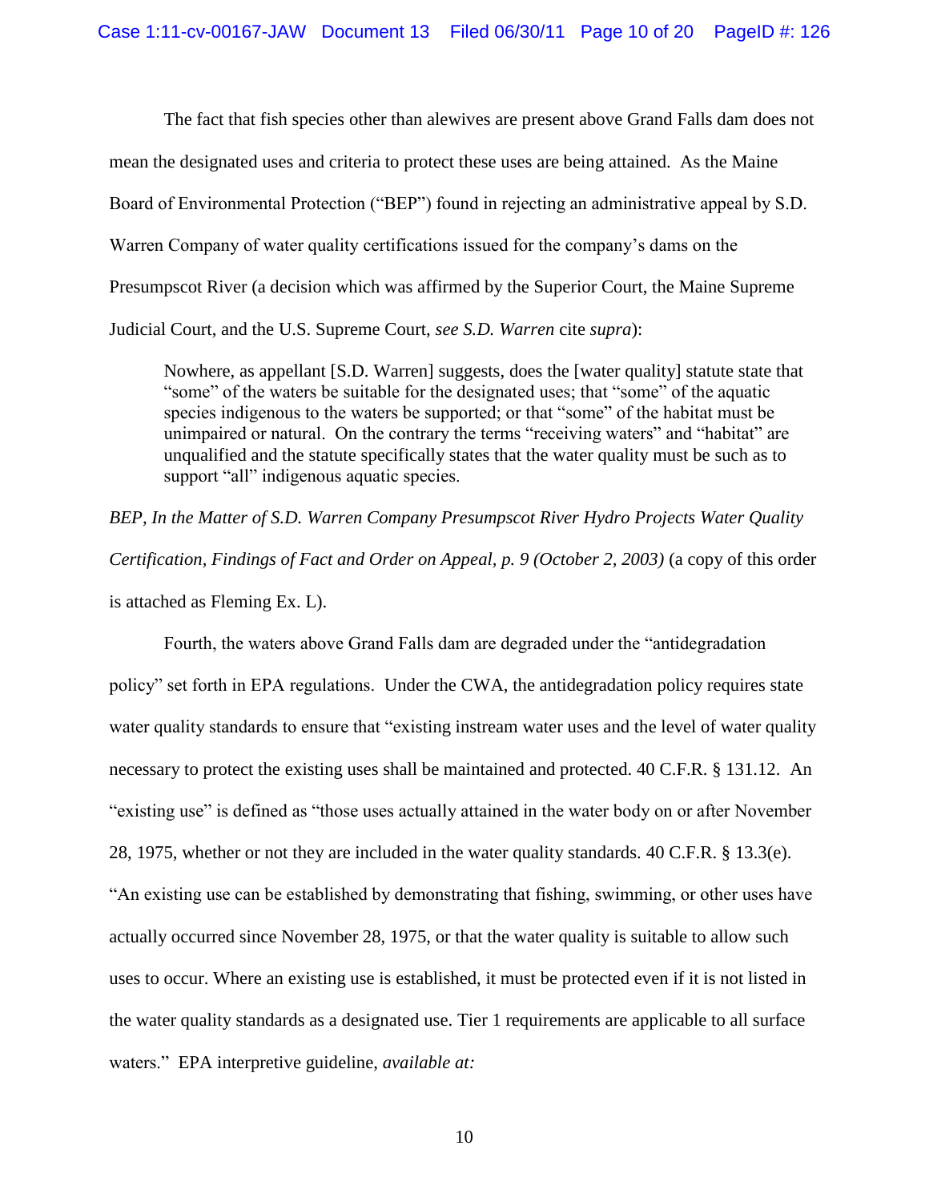The fact that fish species other than alewives are present above Grand Falls dam does not mean the designated uses and criteria to protect these uses are being attained. As the Maine Board of Environmental Protection ("BEP") found in rejecting an administrative appeal by S.D. Warren Company of water quality certifications issued for the company's dams on the Presumpscot River (a decision which was affirmed by the Superior Court, the Maine Supreme Judicial Court, and the U.S. Supreme Court, *see S.D. Warren* cite *supra*):

> Nowhere, as appellant [S.D. Warren] suggests, does the [water quality] statute state that "some" of the waters be suitable for the designated uses; that "some" of the aquatic species indigenous to the waters be supported; or that "some" of the habitat must be unimpaired or natural. On the contrary the terms "receiving waters" and "habitat" are unqualified and the statute specifically states that the water quality must be such as to support "all" indigenous aquatic species.

*BEP, In the Matter of S.D. Warren Company Presumpscot River Hydro Projects Water Quality Certification, Findings of Fact and Order on Appeal, p. 9 (October 2, 2003)* (a copy of this order is attached as Fleming Ex. L).

Fourth, the waters above Grand Falls dam are degraded under the "antidegradation policy" set forth in EPA regulations. Under the CWA, the antidegradation policy requires state water quality standards to ensure that "existing instream water uses and the level of water quality necessary to protect the existing uses shall be maintained and protected. 40 C.F.R. § 131.12. An "existing use" is defined as "those uses actually attained in the water body on or after November 28, 1975, whether or not they are included in the water quality standards. 40 C.F.R. § 13.3(e). "An existing use can be established by demonstrating that fishing, swimming, or other uses have actually occurred since November 28, 1975, or that the water quality is suitable to allow such uses to occur. Where an existing use is established, it must be protected even if it is not listed in the water quality standards as a designated use. Tier 1 requirements are applicable to all surface waters." EPA interpretive guideline, *available at:*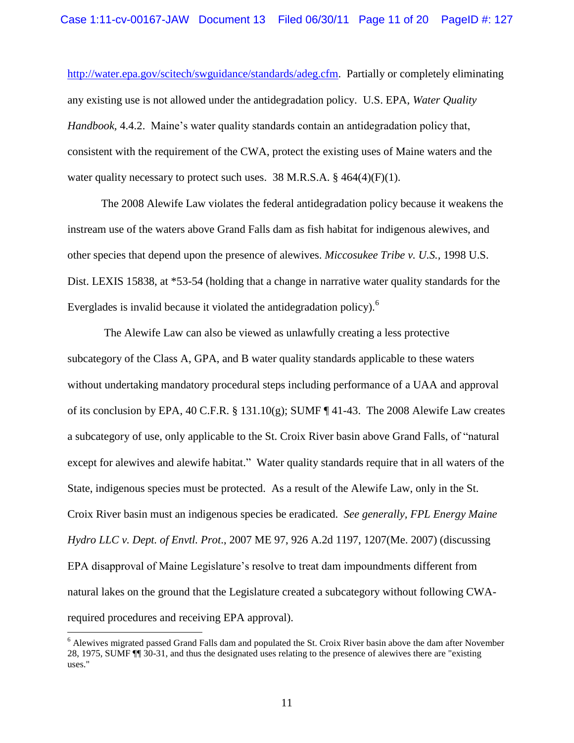http://water.epa.gov/scitech/swguidance/standards/adeg.cfm. Partially or completely eliminating any existing use is not allowed under the antidegradation policy. U.S. EPA, *Water Quality Handbook*, 4.4.2. Maine's water quality standards contain an antidegradation policy that, consistent with the requirement of the CWA, protect the existing uses of Maine waters and the water quality necessary to protect such uses. 38 M.R.S.A. § 464(4)(F)(1).

The 2008 Alewife Law violates the federal antidegradation policy because it weakens the instream use of the waters above Grand Falls dam as fish habitat for indigenous alewives, and other species that depend upon the presence of alewives. *Miccosukee Tribe v. U.S.*, 1998 U.S. Dist. LEXIS 15838, at *53-54 (holding that a change in narrative water quality standards for the Everglades is invalid because it violated the antidegradation policy).[6]

The Alewife Law can also be viewed as unlawfully creating a less protective subcategory of the Class A, GPA, and B water quality standards applicable to these waters without undertaking mandatory procedural steps including performance of a UAA and approval of its conclusion by EPA, 40 C.F.R. § 131.10(g); SUMF ¶ 41-43. The 2008 Alewife Law creates a subcategory of use, only applicable to the St. Croix River basin above Grand Falls, of "natural except for alewives and alewife habitat." Water quality standards require that in all waters of the State, indigenous species must be protected. As a result of the Alewife Law, only in the St. Croix River basin must an indigenous species be eradicated. *See generally*, *FPL Energy Maine Hydro LLC v. Dept. of Envtl. Prot*., 2007 ME 97, 926 A.2d 1197, 1207(Me. 2007) (discussing EPA disapproval of Maine Legislature's resolve to treat dam impoundments different from natural lakes on the ground that the Legislature created a subcategory without following CWA-required procedures and receiving EPA approval).

[6] Alewives migrated passed Grand Falls dam and populated the St. Croix River basin above the dam after November 28, 1975, SUMF ¶¶ 30-31, and thus the designated uses relating to the presence of alewives there are "existing uses."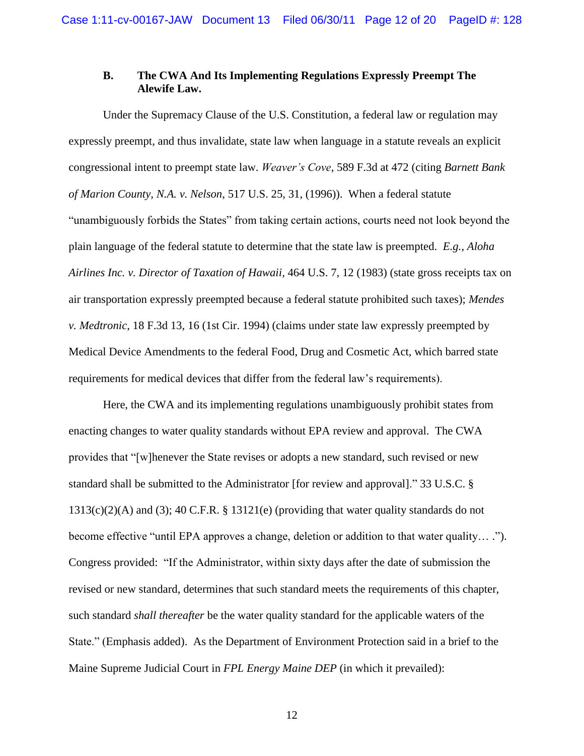**B. The CWA And Its Implementing Regulations Expressly Preempt The Alewife Law.**

Under the Supremacy Clause of the U.S. Constitution, a federal law or regulation may expressly preempt, and thus invalidate, state law when language in a statute reveals an explicit congressional intent to preempt state law. *Weaver's Cove*, 589 F.3d at 472 (citing *Barnett Bank of Marion County, N.A. v. Nelson*, 517 U.S. 25, 31, (1996)). When a federal statute "unambiguously forbids the States" from taking certain actions, courts need not look beyond the plain language of the federal statute to determine that the state law is preempted. *E.g., Aloha Airlines Inc. v. Director of Taxation of Hawaii*, 464 U.S. 7, 12 (1983) (state gross receipts tax on air transportation expressly preempted because a federal statute prohibited such taxes); *Mendes v. Medtronic*, 18 F.3d 13, 16 (1st Cir. 1994) (claims under state law expressly preempted by Medical Device Amendments to the federal Food, Drug and Cosmetic Act, which barred state requirements for medical devices that differ from the federal law's requirements).

Here, the CWA and its implementing regulations unambiguously prohibit states from enacting changes to water quality standards without EPA review and approval. The CWA provides that "[w]henever the State revises or adopts a new standard, such revised or new standard shall be submitted to the Administrator [for review and approval]." 33 U.S.C. § 1313(c)(2)(A) and (3); 40 C.F.R. § 13121(e) (providing that water quality standards do not become effective "until EPA approves a change, deletion or addition to that water quality… ."). Congress provided: "If the Administrator, within sixty days after the date of submission the revised or new standard, determines that such standard meets the requirements of this chapter, such standard *shall thereafter* be the water quality standard for the applicable waters of the State." (Emphasis added). As the Department of Environment Protection said in a brief to the Maine Supreme Judicial Court in *FPL Energy Maine DEP* (in which it prevailed):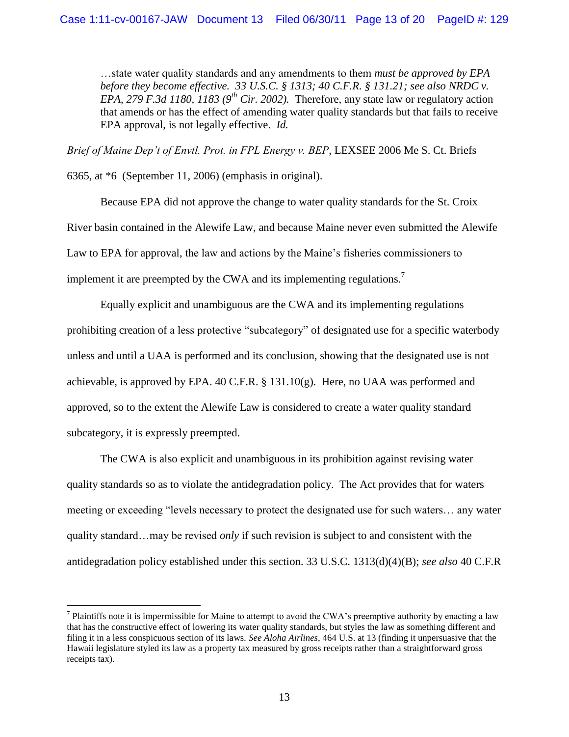…state water quality standards and any amendments to them *must be approved by EPA before they become effective. 33 U.S.C. § 1313; 40 C.F.R. § 131.21; see also NRDC v. EPA, 279 F.3d 1180, 1183 (9th Cir. 2002).* Therefore, any state law or regulatory action that amends or has the effect of amending water quality standards but that fails to receive EPA approval, is not legally effective. *Id.*

*Brief of Maine Dep't of Envtl. Prot. in FPL Energy v. BEP*, LEXSEE 2006 Me S. Ct. Briefs 6365, at *6 (September 11, 2006) (emphasis in original).

Because EPA did not approve the change to water quality standards for the St. Croix River basin contained in the Alewife Law, and because Maine never even submitted the Alewife Law to EPA for approval, the law and actions by the Maine's fisheries commissioners to implement it are preempted by the CWA and its implementing regulations.[7]

Equally explicit and unambiguous are the CWA and its implementing regulations prohibiting creation of a less protective "subcategory" of designated use for a specific waterbody unless and until a UAA is performed and its conclusion, showing that the designated use is not achievable, is approved by EPA. 40 C.F.R. § 131.10(g). Here, no UAA was performed and approved, so to the extent the Alewife Law is considered to create a water quality standard subcategory, it is expressly preempted.

The CWA is also explicit and unambiguous in its prohibition against revising water quality standards so as to violate the antidegradation policy. The Act provides that for waters meeting or exceeding "levels necessary to protect the designated use for such waters… any water quality standard…may be revised *only* if such revision is subject to and consistent with the antidegradation policy established under this section. 33 U.S.C. 1313(d)(4)(B); *see also* 40 C.F.R

---

[7] Plaintiffs note it is impermissible for Maine to attempt to avoid the CWA's preemptive authority by enacting a law that has the constructive effect of lowering its water quality standards, but styles the law as something different and filing it in a less conspicuous section of its laws. *See Aloha Airlines*, 464 U.S. at 13 (finding it unpersuasive that the Hawaii legislature styled its law as a property tax measured by gross receipts rather than a straightforward gross receipts tax).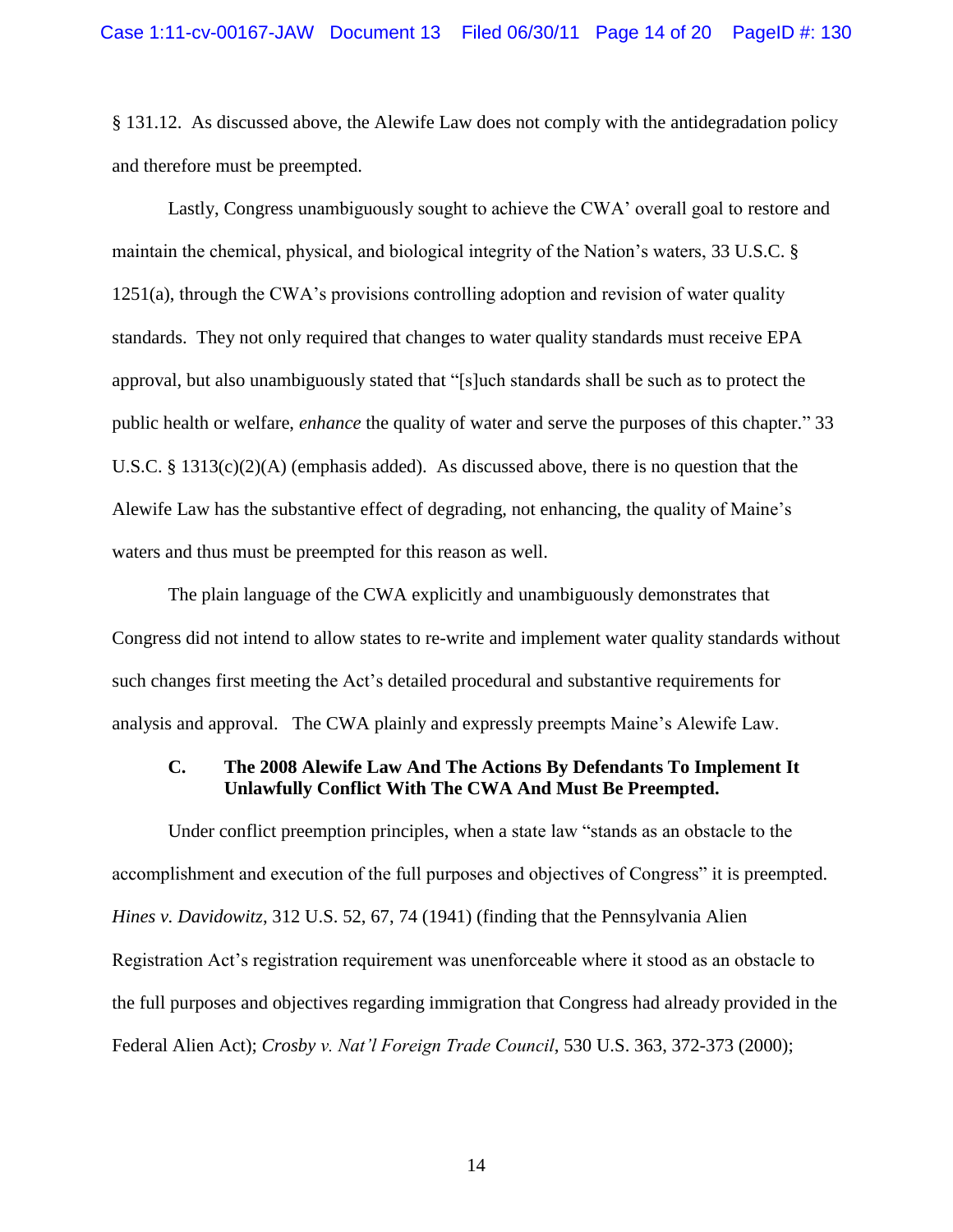§ 131.12. As discussed above, the Alewife Law does not comply with the antidegradation policy and therefore must be preempted.

Lastly, Congress unambiguously sought to achieve the CWA' overall goal to restore and maintain the chemical, physical, and biological integrity of the Nation's waters, 33 U.S.C. § 1251(a), through the CWA's provisions controlling adoption and revision of water quality standards. They not only required that changes to water quality standards must receive EPA approval, but also unambiguously stated that "[s]uch standards shall be such as to protect the public health or welfare, *enhance* the quality of water and serve the purposes of this chapter." 33 U.S.C. § 1313(c)(2)(A) (emphasis added). As discussed above, there is no question that the Alewife Law has the substantive effect of degrading, not enhancing, the quality of Maine's waters and thus must be preempted for this reason as well.

The plain language of the CWA explicitly and unambiguously demonstrates that Congress did not intend to allow states to re-write and implement water quality standards without such changes first meeting the Act's detailed procedural and substantive requirements for analysis and approval. The CWA plainly and expressly preempts Maine's Alewife Law.

### C. The 2008 Alewife Law And The Actions By Defendants To Implement It Unlawfully Conflict With The CWA And Must Be Preempted.

Under conflict preemption principles, when a state law "stands as an obstacle to the accomplishment and execution of the full purposes and objectives of Congress" it is preempted. *Hines v. Davidowitz*, 312 U.S. 52, 67, 74 (1941) (finding that the Pennsylvania Alien Registration Act's registration requirement was unenforceable where it stood as an obstacle to the full purposes and objectives regarding immigration that Congress had already provided in the Federal Alien Act); *Crosby v. Nat'l Foreign Trade Council*, 530 U.S. 363, 372-373 (2000);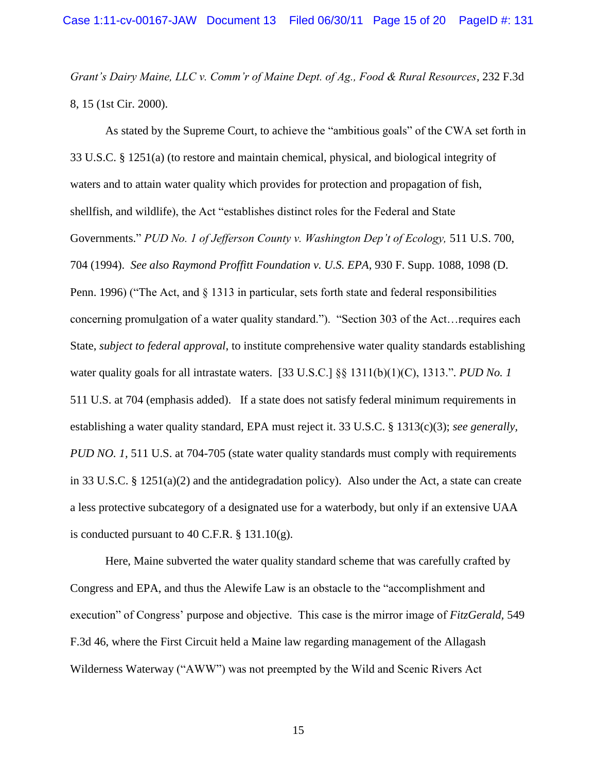*Grant's Dairy Maine, LLC v. Comm'r of Maine Dept. of Ag., Food & Rural Resources*, 232 F.3d 8, 15 (1st Cir. 2000).

As stated by the Supreme Court, to achieve the "ambitious goals" of the CWA set forth in 33 U.S.C. § 1251(a) (to restore and maintain chemical, physical, and biological integrity of waters and to attain water quality which provides for protection and propagation of fish, shellfish, and wildlife), the Act "establishes distinct roles for the Federal and State Governments." *PUD No. 1 of Jefferson County v. Washington Dep't of Ecology,* 511 U.S. 700, 704 (1994). *See also Raymond Proffitt Foundation v. U.S. EPA,* 930 F. Supp. 1088, 1098 (D. Penn. 1996) ("The Act, and § 1313 in particular, sets forth state and federal responsibilities concerning promulgation of a water quality standard."). "Section 303 of the Act…requires each State, *subject to federal approval*, to institute comprehensive water quality standards establishing water quality goals for all intrastate waters. [33 U.S.C.] §§ 1311(b)(1)(C), 1313.". *PUD No. 1* 511 U.S. at 704 (emphasis added). If a state does not satisfy federal minimum requirements in establishing a water quality standard, EPA must reject it. 33 U.S.C. § 1313(c)(3); *see generally, PUD NO. 1,* 511 U.S. at 704-705 (state water quality standards must comply with requirements in 33 U.S.C. § 1251(a)(2) and the antidegradation policy). Also under the Act, a state can create a less protective subcategory of a designated use for a waterbody, but only if an extensive UAA is conducted pursuant to 40 C.F.R. § 131.10(g).

Here, Maine subverted the water quality standard scheme that was carefully crafted by Congress and EPA, and thus the Alewife Law is an obstacle to the "accomplishment and execution" of Congress' purpose and objective. This case is the mirror image of *FitzGerald,* 549 F.3d 46, where the First Circuit held a Maine law regarding management of the Allagash Wilderness Waterway ("AWW") was not preempted by the Wild and Scenic Rivers Act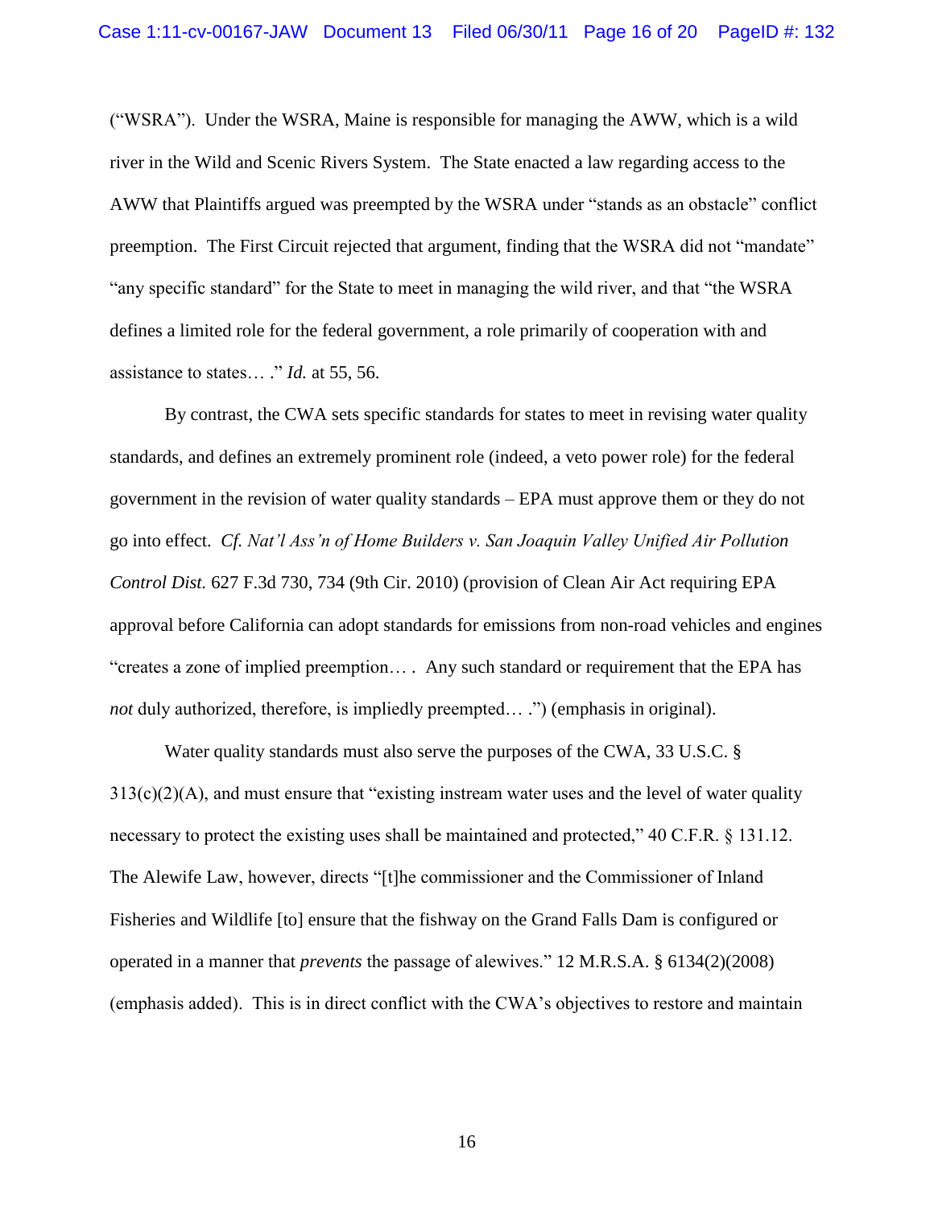("WSRA"). Under the WSRA, Maine is responsible for managing the AWW, which is a wild river in the Wild and Scenic Rivers System. The State enacted a law regarding access to the AWW that Plaintiffs argued was preempted by the WSRA under "stands as an obstacle" conflict preemption. The First Circuit rejected that argument, finding that the WSRA did not "mandate" "any specific standard" for the State to meet in managing the wild river, and that "the WSRA defines a limited role for the federal government, a role primarily of cooperation with and assistance to states… ." *Id.* at 55, 56.

By contrast, the CWA sets specific standards for states to meet in revising water quality standards, and defines an extremely prominent role (indeed, a veto power role) for the federal government in the revision of water quality standards – EPA must approve them or they do not go into effect. *Cf. Nat'l Ass'n of Home Builders v. San Joaquin Valley Unified Air Pollution Control Dist.* 627 F.3d 730, 734 (9th Cir. 2010) (provision of Clean Air Act requiring EPA approval before California can adopt standards for emissions from non-road vehicles and engines "creates a zone of implied preemption… . Any such standard or requirement that the EPA has *not* duly authorized, therefore, is impliedly preempted… .") (emphasis in original).

Water quality standards must also serve the purposes of the CWA, 33 U.S.C. § 313(c)(2)(A), and must ensure that "existing instream water uses and the level of water quality necessary to protect the existing uses shall be maintained and protected," 40 C.F.R. § 131.12. The Alewife Law, however, directs "[t]he commissioner and the Commissioner of Inland Fisheries and Wildlife [to] ensure that the fishway on the Grand Falls Dam is configured or operated in a manner that *prevents* the passage of alewives." 12 M.R.S.A. § 6134(2)(2008) (emphasis added). This is in direct conflict with the CWA's objectives to restore and maintain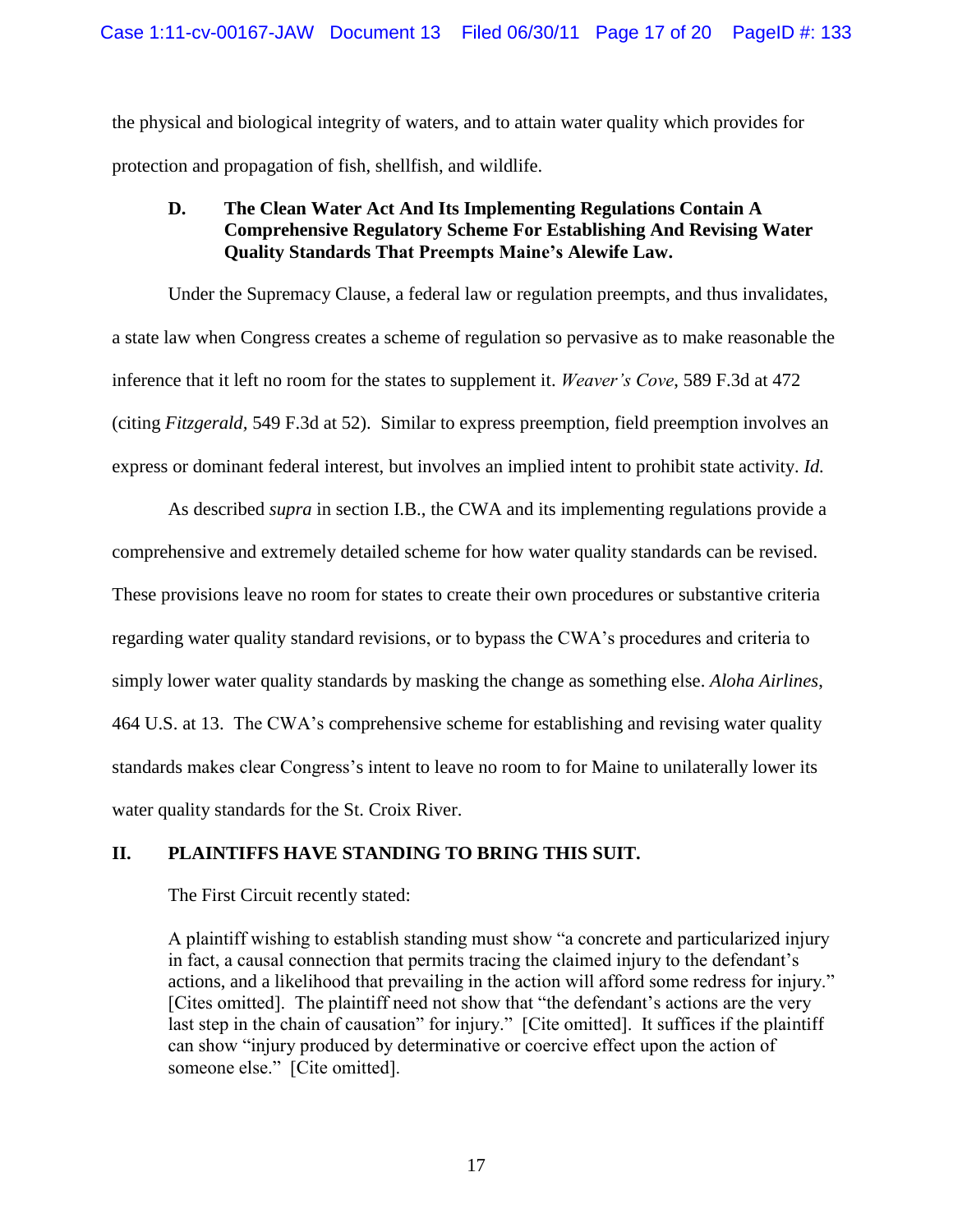the physical and biological integrity of waters, and to attain water quality which provides for protection and propagation of fish, shellfish, and wildlife.

### D. The Clean Water Act And Its Implementing Regulations Contain A Comprehensive Regulatory Scheme For Establishing And Revising Water Quality Standards That Preempts Maine's Alewife Law.

Under the Supremacy Clause, a federal law or regulation preempts, and thus invalidates, a state law when Congress creates a scheme of regulation so pervasive as to make reasonable the inference that it left no room for the states to supplement it. *Weaver's Cove*, 589 F.3d at 472 (citing *Fitzgerald*, 549 F.3d at 52). Similar to express preemption, field preemption involves an express or dominant federal interest, but involves an implied intent to prohibit state activity. *Id.*

As described *supra* in section I.B., the CWA and its implementing regulations provide a comprehensive and extremely detailed scheme for how water quality standards can be revised. These provisions leave no room for states to create their own procedures or substantive criteria regarding water quality standard revisions, or to bypass the CWA's procedures and criteria to simply lower water quality standards by masking the change as something else. *Aloha Airlines*, 464 U.S. at 13. The CWA's comprehensive scheme for establishing and revising water quality standards makes clear Congress's intent to leave no room to for Maine to unilaterally lower its water quality standards for the St. Croix River.

## II. PLAINTIFFS HAVE STANDING TO BRING THIS SUIT.

The First Circuit recently stated:

> A plaintiff wishing to establish standing must show "a concrete and particularized injury in fact, a causal connection that permits tracing the claimed injury to the defendant's actions, and a likelihood that prevailing in the action will afford some redress for injury." [Cites omitted]. The plaintiff need not show that "the defendant's actions are the very last step in the chain of causation" for injury." [Cite omitted]. It suffices if the plaintiff can show "injury produced by determinative or coercive effect upon the action of someone else." [Cite omitted].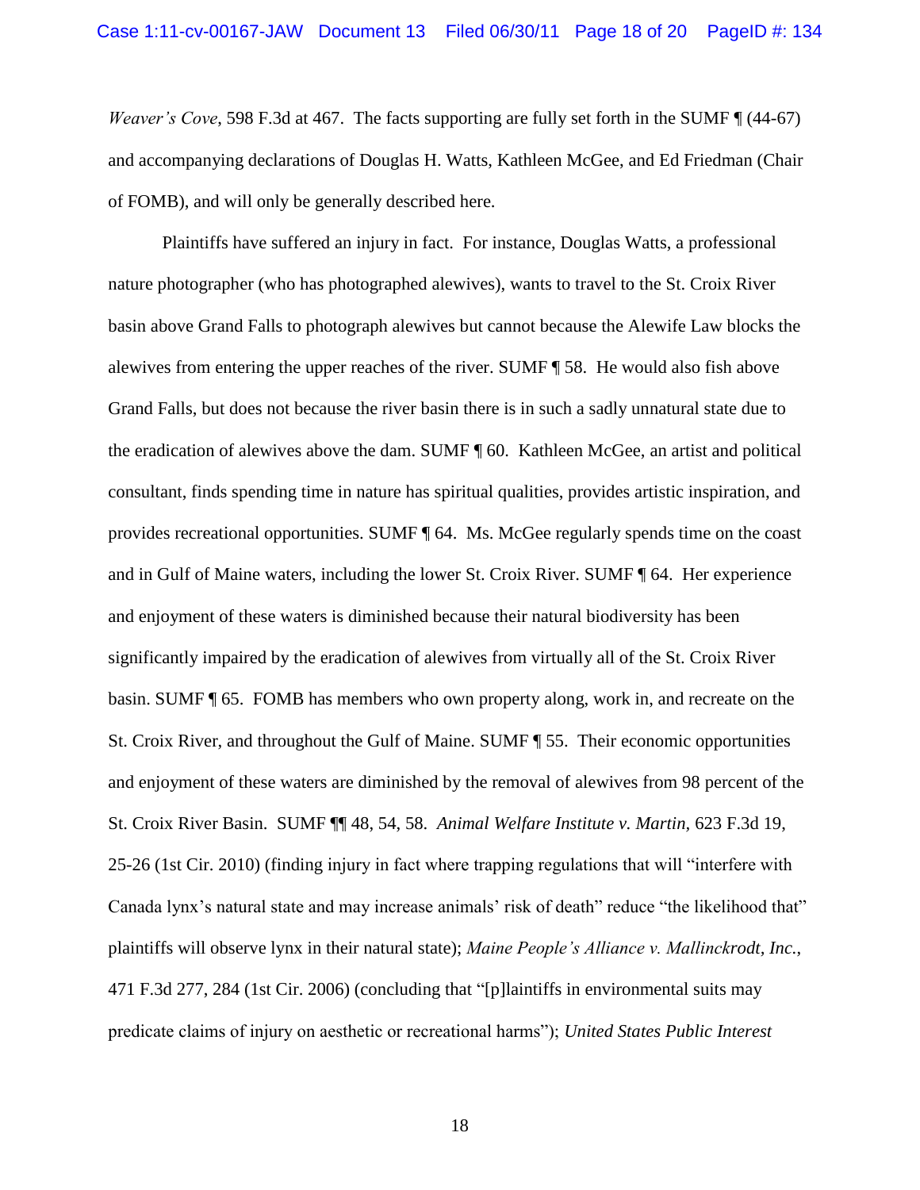*Weaver's Cove*, 598 F.3d at 467. The facts supporting are fully set forth in the SUMF ¶ (44-67) and accompanying declarations of Douglas H. Watts, Kathleen McGee, and Ed Friedman (Chair of FOMB), and will only be generally described here.

Plaintiffs have suffered an injury in fact. For instance, Douglas Watts, a professional nature photographer (who has photographed alewives), wants to travel to the St. Croix River basin above Grand Falls to photograph alewives but cannot because the Alewife Law blocks the alewives from entering the upper reaches of the river. SUMF ¶ 58. He would also fish above Grand Falls, but does not because the river basin there is in such a sadly unnatural state due to the eradication of alewives above the dam. SUMF ¶ 60. Kathleen McGee, an artist and political consultant, finds spending time in nature has spiritual qualities, provides artistic inspiration, and provides recreational opportunities. SUMF ¶ 64. Ms. McGee regularly spends time on the coast and in Gulf of Maine waters, including the lower St. Croix River. SUMF ¶ 64. Her experience and enjoyment of these waters is diminished because their natural biodiversity has been significantly impaired by the eradication of alewives from virtually all of the St. Croix River basin. SUMF ¶ 65. FOMB has members who own property along, work in, and recreate on the St. Croix River, and throughout the Gulf of Maine. SUMF ¶ 55. Their economic opportunities and enjoyment of these waters are diminished by the removal of alewives from 98 percent of the St. Croix River Basin. SUMF ¶¶ 48, 54, 58. *Animal Welfare Institute v. Martin*, 623 F.3d 19, 25-26 (1st Cir. 2010) (finding injury in fact where trapping regulations that will "interfere with Canada lynx's natural state and may increase animals' risk of death" reduce "the likelihood that" plaintiffs will observe lynx in their natural state); *Maine People's Alliance v. Mallinckrodt, Inc.*, 471 F.3d 277, 284 (1st Cir. 2006) (concluding that "[p]laintiffs in environmental suits may predicate claims of injury on aesthetic or recreational harms"); *United States Public Interest*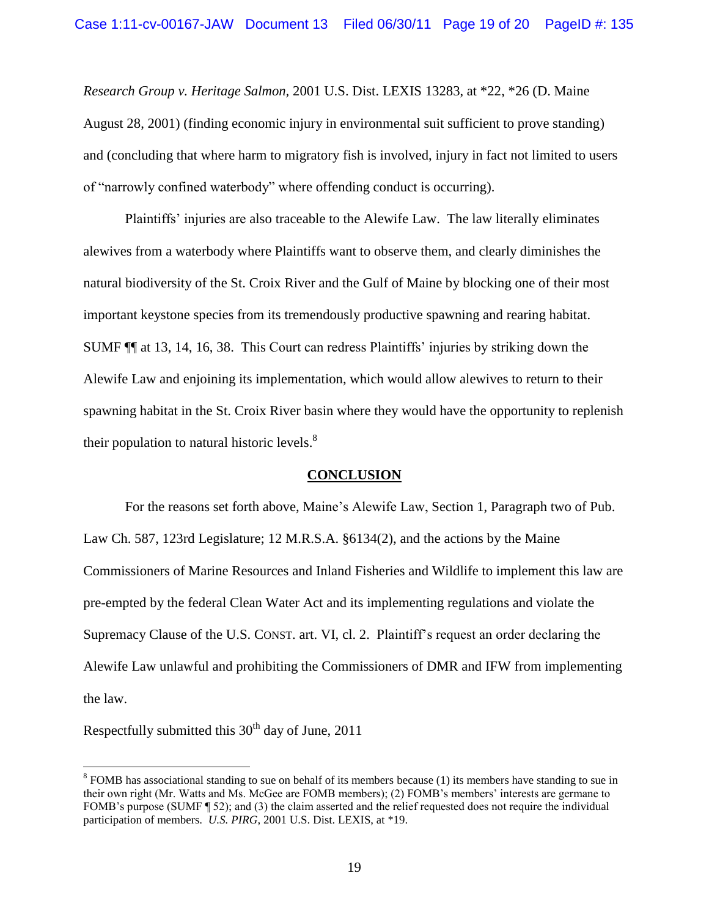*Research Group v. Heritage Salmon*, 2001 U.S. Dist. LEXIS 13283, at *22, *26 (D. Maine August 28, 2001) (finding economic injury in environmental suit sufficient to prove standing) and (concluding that where harm to migratory fish is involved, injury in fact not limited to users of "narrowly confined waterbody" where offending conduct is occurring).

Plaintiffs' injuries are also traceable to the Alewife Law. The law literally eliminates alewives from a waterbody where Plaintiffs want to observe them, and clearly diminishes the natural biodiversity of the St. Croix River and the Gulf of Maine by blocking one of their most important keystone species from its tremendously productive spawning and rearing habitat. SUMF ¶¶ at 13, 14, 16, 38. This Court can redress Plaintiffs' injuries by striking down the Alewife Law and enjoining its implementation, which would allow alewives to return to their spawning habitat in the St. Croix River basin where they would have the opportunity to replenish their population to natural historic levels.[8]

## CONCLUSION

For the reasons set forth above, Maine's Alewife Law, Section 1, Paragraph two of Pub. Law Ch. 587, 123rd Legislature; 12 M.R.S.A. §6134(2), and the actions by the Maine Commissioners of Marine Resources and Inland Fisheries and Wildlife to implement this law are pre-empted by the federal Clean Water Act and its implementing regulations and violate the Supremacy Clause of the U.S. CONST. art. VI, cl. 2. Plaintiff's request an order declaring the Alewife Law unlawful and prohibiting the Commissioners of DMR and IFW from implementing the law.

Respectfully submitted this 30th day of June, 2011

---

[8] FOMB has associational standing to sue on behalf of its members because (1) its members have standing to sue in their own right (Mr. Watts and Ms. McGee are FOMB members); (2) FOMB's members' interests are germane to FOMB's purpose (SUMF ¶ 52); and (3) the claim asserted and the relief requested does not require the individual participation of members. *U.S. PIRG*, 2001 U.S. Dist. LEXIS, at *19.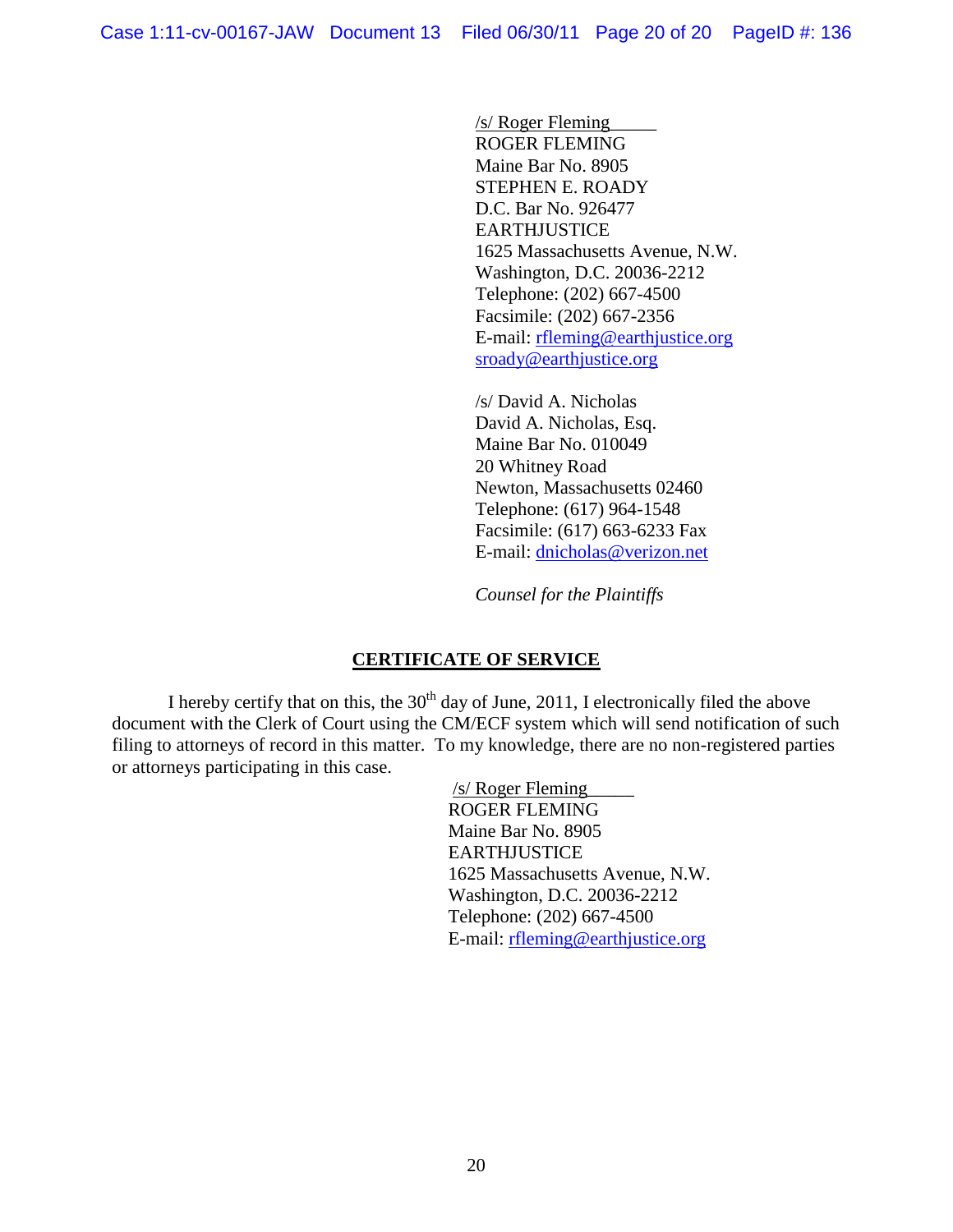/s/ Roger Fleming
ROGER FLEMING
Maine Bar No. 8905
STEPHEN E. ROADY
D.C. Bar No. 926477
EARTHJUSTICE
1625 Massachusetts Avenue, N.W.
Washington, D.C. 20036-2212
Telephone: (202) 667-4500
Facsimile: (202) 667-2356
E-mail: rfleming@earthjustice.org
sroady@earthjustice.org

/s/ David A. Nicholas
David A. Nicholas, Esq.
Maine Bar No. 010049
20 Whitney Road
Newton, Massachusetts 02460
Telephone: (617) 964-1548
Facsimile: (617) 663-6233 Fax
E-mail: dnicholas@verizon.net

*Counsel for the Plaintiffs*

## CERTIFICATE OF SERVICE

I hereby certify that on this, the 30th day of June, 2011, I electronically filed the above document with the Clerk of Court using the CM/ECF system which will send notification of such filing to attorneys of record in this matter. To my knowledge, there are no non-registered parties or attorneys participating in this case.

/s/ Roger Fleming
ROGER FLEMING
Maine Bar No. 8905
EARTHJUSTICE
1625 Massachusetts Avenue, N.W.
Washington, D.C. 20036-2212
Telephone: (202) 667-4500
E-mail: rfleming@earthjustice.org